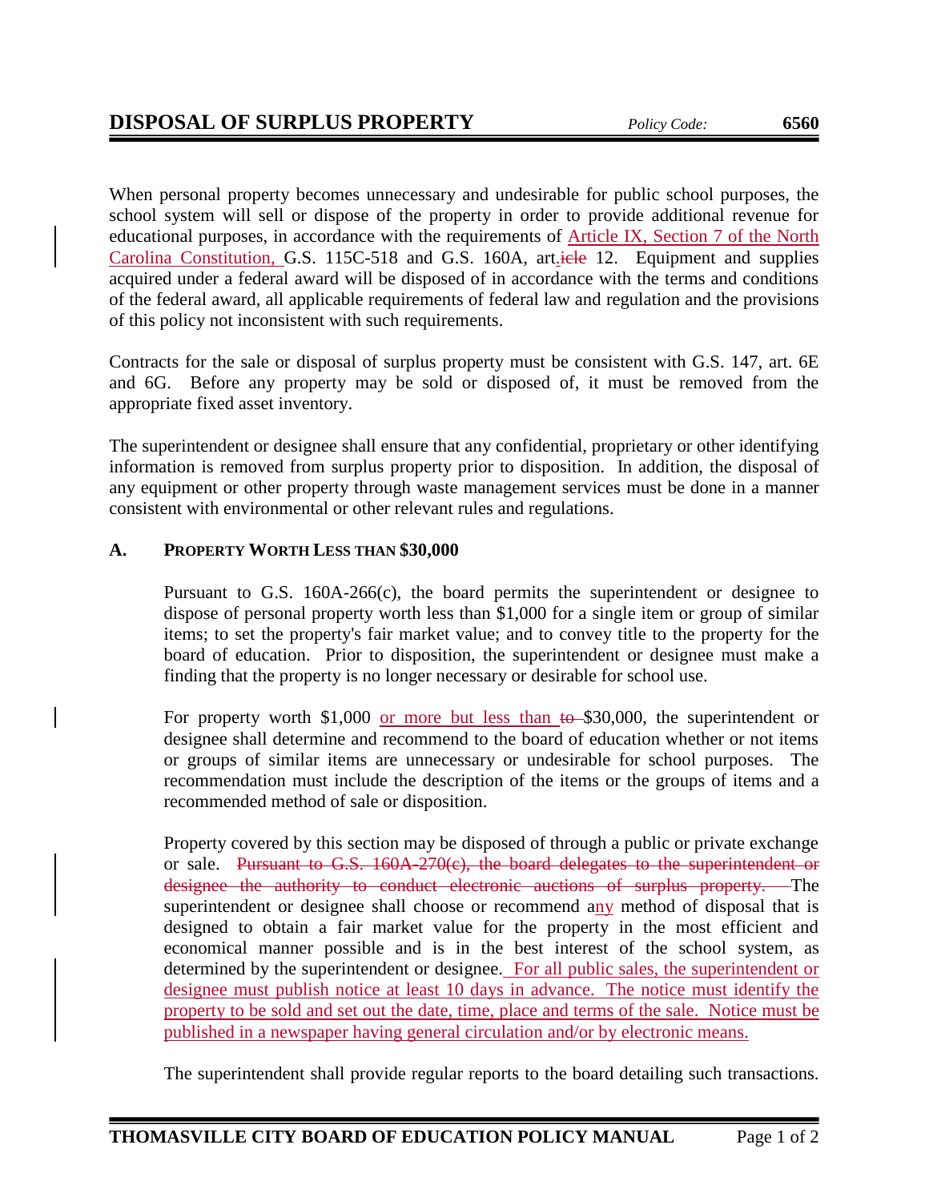# DISPOSAL OF SURPLUS PROPERTY

*Policy Code:* **6560**

When personal property becomes unnecessary and undesirable for public school purposes, the school system will sell or dispose of the property in order to provide additional revenue for educational purposes, in accordance with the requirements of Article IX, Section 7 of the North Carolina Constitution, G.S. 115C-518 and G.S. 160A, art.~~icle~~ 12. Equipment and supplies acquired under a federal award will be disposed of in accordance with the terms and conditions of the federal award, all applicable requirements of federal law and regulation and the provisions of this policy not inconsistent with such requirements.

Contracts for the sale or disposal of surplus property must be consistent with G.S. 147, art. 6E and 6G. Before any property may be sold or disposed of, it must be removed from the appropriate fixed asset inventory.

The superintendent or designee shall ensure that any confidential, proprietary or other identifying information is removed from surplus property prior to disposition. In addition, the disposal of any equipment or other property through waste management services must be done in a manner consistent with environmental or other relevant rules and regulations.

## A. Property Worth Less than $30,000

Pursuant to G.S. 160A-266(c), the board permits the superintendent or designee to dispose of personal property worth less than $1,000 for a single item or group of similar items; to set the property's fair market value; and to convey title to the property for the board of education. Prior to disposition, the superintendent or designee must make a finding that the property is no longer necessary or desirable for school use.

For property worth $1,000 or more but less than ~~to~~ $30,000, the superintendent or designee shall determine and recommend to the board of education whether or not items or groups of similar items are unnecessary or undesirable for school purposes. The recommendation must include the description of the items or the groups of items and a recommended method of sale or disposition.

Property covered by this section may be disposed of through a public or private exchange or sale. ~~Pursuant to G.S. 160A-270(c), the board delegates to the superintendent or designee the authority to conduct electronic auctions of surplus property.~~ The superintendent or designee shall choose or recommend any method of disposal that is designed to obtain a fair market value for the property in the most efficient and economical manner possible and is in the best interest of the school system, as determined by the superintendent or designee. For all public sales, the superintendent or designee must publish notice at least 10 days in advance. The notice must identify the property to be sold and set out the date, time, place and terms of the sale. Notice must be published in a newspaper having general circulation and/or by electronic means.

The superintendent shall provide regular reports to the board detailing such transactions.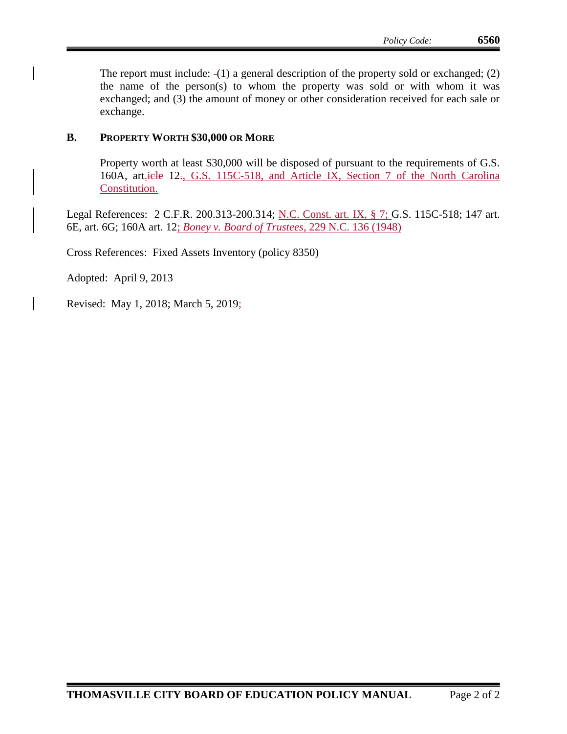The report must include: (1) a general description of the property sold or exchanged; (2) the name of the person(s) to whom the property was sold or with whom it was exchanged; and (3) the amount of money or other consideration received for each sale or exchange.

### B. PROPERTY WORTH $30,000 OR MORE

Property worth at least $30,000 will be disposed of pursuant to the requirements of G.S. 160A, art. 12, G.S. 115C-518, and Article IX, Section 7 of the North Carolina Constitution.

Legal References: 2 C.F.R. 200.313-200.314; N.C. Const. art. IX, § 7; G.S. 115C-518; 147 art. 6E, art. 6G; 160A art. 12; *Boney v. Board of Trustees*, 229 N.C. 136 (1948)

Cross References: Fixed Assets Inventory (policy 8350)

Adopted: April 9, 2013

Revised: May 1, 2018; March 5, 2019;